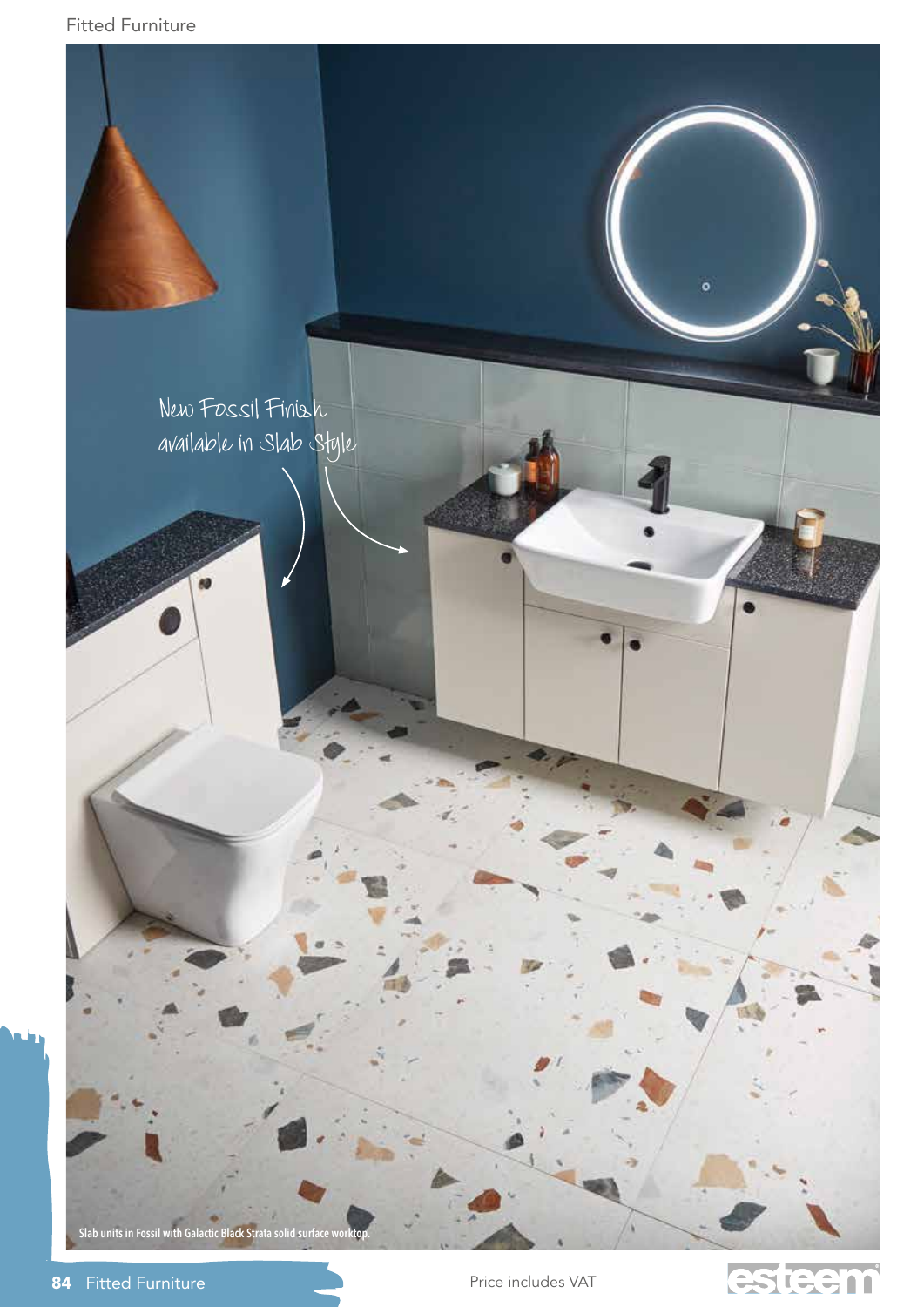New Fossil Finish available in Slab Style

Slab units in Fossil with Galactic Black Strata solid surface worktop.

Price includes VAT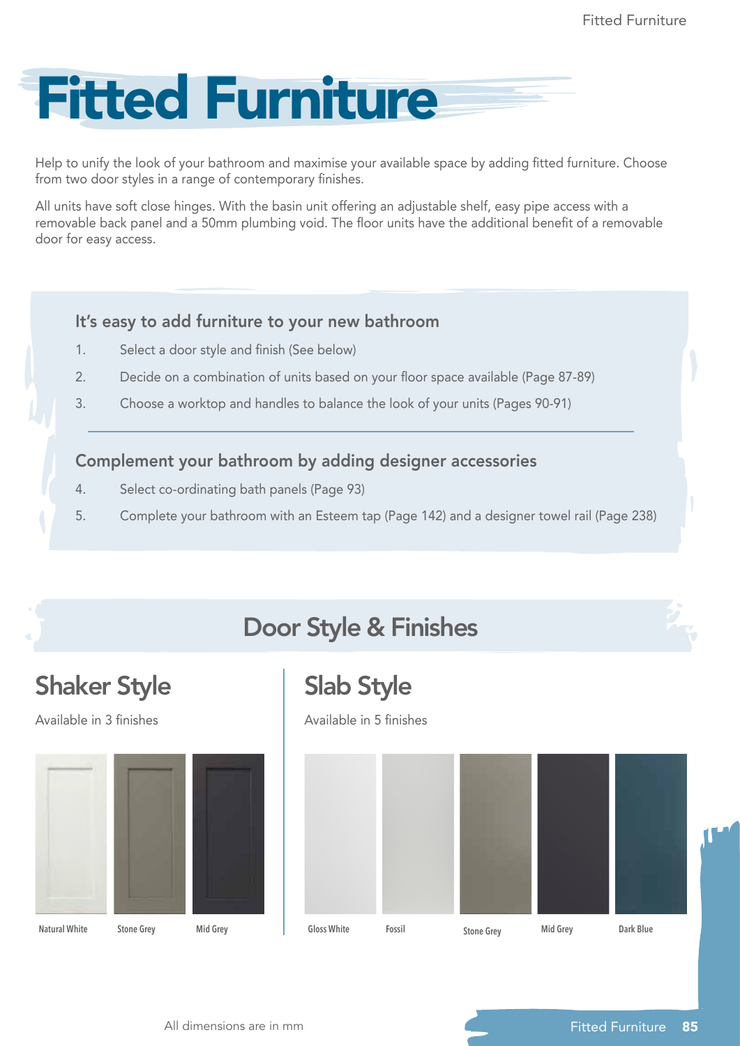# Fitted Furniture

Help to unify the look of your bathroom and maximise your available space by adding fitted furniture. Choose from two door styles in a range of contemporary finishes.

All units have soft close hinges. With the basin unit offering an adjustable shelf, easy pipe access with a removable back panel and a 50mm plumbing void. The floor units have the additional benefit of a removable door for easy access.

### It's easy to add furniture to your new bathroom

1. Select a door style and finish (See below)
2. Decide on a combination of units based on your floor space available (Page 87-89)
3. Choose a worktop and handles to balance the look of your units (Pages 90-91)

### Complement your bathroom by adding designer accessories

4. Select co-ordinating bath panels (Page 93)
5. Complete your bathroom with an Esteem tap (Page 142) and a designer towel rail (Page 238)

## Door Style & Finishes

### Shaker Style

Available in 3 finishes

Natural White | Stone Grey | Mid Grey

### Slab Style

Available in 5 finishes

Gloss White | Fossil | Stone Grey | Mid Grey | Dark Blue

All dimensions are in mm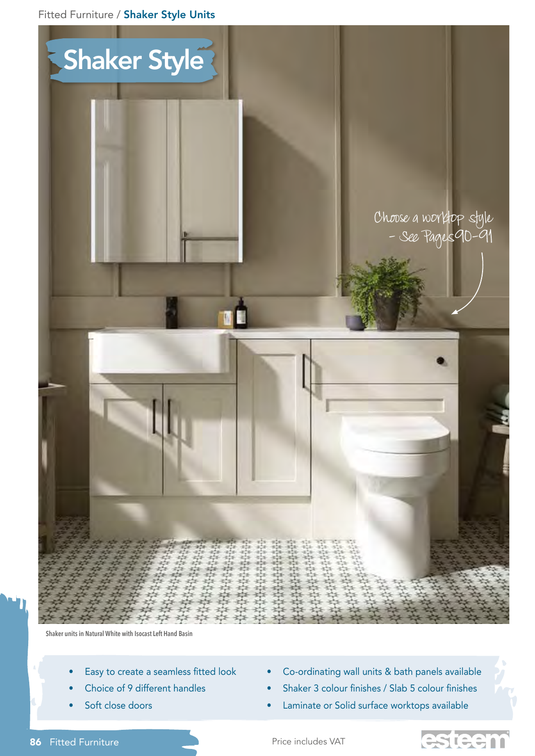# Shaker Style

Choose a worktop style - See Pages 90-91

Shaker units in Natural White with Isocast Left Hand Basin

- Easy to create a seamless fitted look
- Choice of 9 different handles
- Soft close doors
- Co-ordinating wall units & bath panels available
- Shaker 3 colour finishes / Slab 5 colour finishes
- Laminate or Solid surface worktops available

Price includes VAT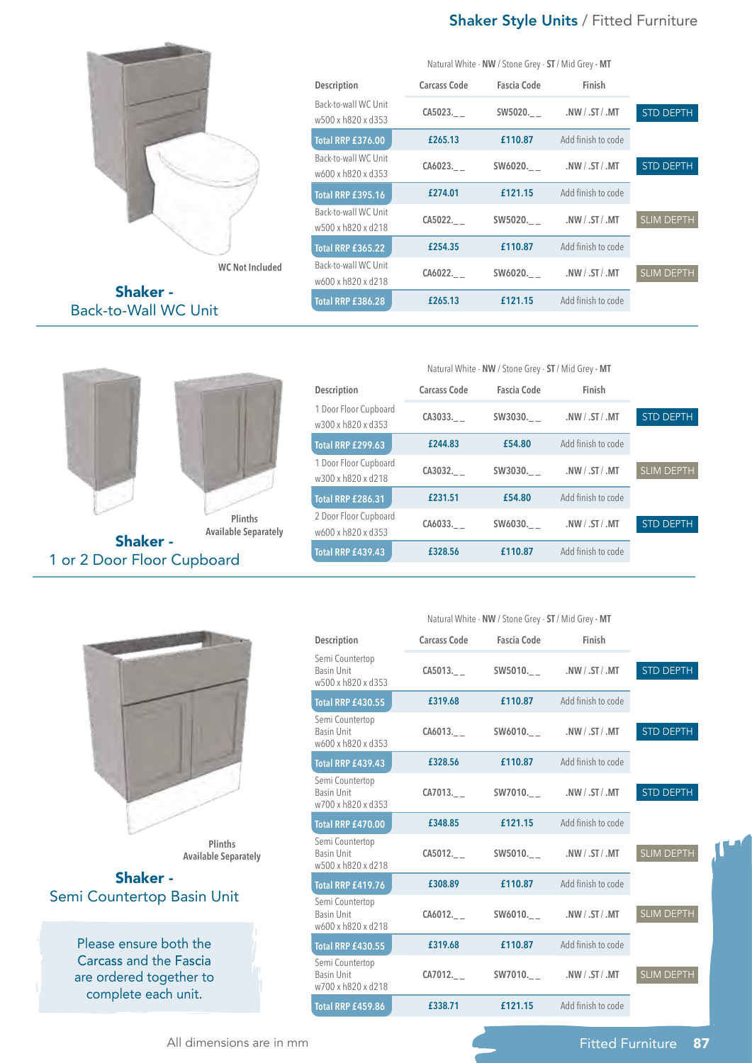## Shaker - Back-to-Wall WC Unit

WC Not Included

Natural White - **NW** / Stone Grey - **ST** / Mid Grey - **MT**

| Description | Carcass Code | Fascia Code | Finish | |
|---|---|---|---|---|
| Back-to-wall WC Unit w500 x h820 x d353 | CA5023._ _ | SW5020._ _ | .NW / .ST / .MT | STD DEPTH |
| **Total RRP £376.00** | £265.13 | £110.87 | Add finish to code | |
| Back-to-wall WC Unit w600 x h820 x d353 | CA6023._ _ | SW6020._ _ | .NW / .ST / .MT | STD DEPTH |
| **Total RRP £395.16** | £274.01 | £121.15 | Add finish to code | |
| Back-to-wall WC Unit w500 x h820 x d218 | CA5022._ _ | SW5020._ _ | .NW / .ST / .MT | SLIM DEPTH |
| **Total RRP £365.22** | £254.35 | £110.87 | Add finish to code | |
| Back-to-wall WC Unit w600 x h820 x d218 | CA6022._ _ | SW6020._ _ | .NW / .ST / .MT | SLIM DEPTH |
| **Total RRP £386.28** | £265.13 | £121.15 | Add finish to code | |

## Shaker - 1 or 2 Door Floor Cupboard

Plinths Available Separately

Natural White - **NW** / Stone Grey - **ST** / Mid Grey - **MT**

| Description | Carcass Code | Fascia Code | Finish | |
|---|---|---|---|---|
| 1 Door Floor Cupboard w300 x h820 x d353 | CA3033._ _ | SW3030._ _ | .NW / .ST / .MT | STD DEPTH |
| **Total RRP £299.63** | £244.83 | £54.80 | Add finish to code | |
| 1 Door Floor Cupboard w300 x h820 x d218 | CA3032._ _ | SW3030._ _ | .NW / .ST / .MT | SLIM DEPTH |
| **Total RRP £286.31** | £231.51 | £54.80 | Add finish to code | |
| 2 Door Floor Cupboard w600 x h820 x d353 | CA6033._ _ | SW6030._ _ | .NW / .ST / .MT | STD DEPTH |
| **Total RRP £439.43** | £328.56 | £110.87 | Add finish to code | |

## Shaker - Semi Countertop Basin Unit

Plinths Available Separately

Natural White - **NW** / Stone Grey - **ST** / Mid Grey - **MT**

| Description | Carcass Code | Fascia Code | Finish | |
|---|---|---|---|---|
| Semi Countertop Basin Unit w500 x h820 x d353 | CA5013._ _ | SW5010._ _ | .NW / .ST / .MT | STD DEPTH |
| **Total RRP £430.55** | £319.68 | £110.87 | Add finish to code | |
| Semi Countertop Basin Unit w600 x h820 x d353 | CA6013._ _ | SW6010._ _ | .NW / .ST / .MT | STD DEPTH |
| **Total RRP £439.43** | £328.56 | £110.87 | Add finish to code | |
| Semi Countertop Basin Unit w700 x h820 x d353 | CA7013._ _ | SW7010._ _ | .NW / .ST / .MT | STD DEPTH |
| **Total RRP £470.00** | £348.85 | £121.15 | Add finish to code | |
| Semi Countertop Basin Unit w500 x h820 x d218 | CA5012._ _ | SW5010._ _ | .NW / .ST / .MT | SLIM DEPTH |
| **Total RRP £419.76** | £308.89 | £110.87 | Add finish to code | |
| Semi Countertop Basin Unit w600 x h820 x d218 | CA6012._ _ | SW6010._ _ | .NW / .ST / .MT | SLIM DEPTH |
| **Total RRP £430.55** | £319.68 | £110.87 | Add finish to code | |
| Semi Countertop Basin Unit w700 x h820 x d218 | CA7012._ _ | SW7010._ _ | .NW / .ST / .MT | SLIM DEPTH |
| **Total RRP £459.86** | £338.71 | £121.15 | Add finish to code | |

Please ensure both the Carcass and the Fascia are ordered together to complete each unit.

All dimensions are in mm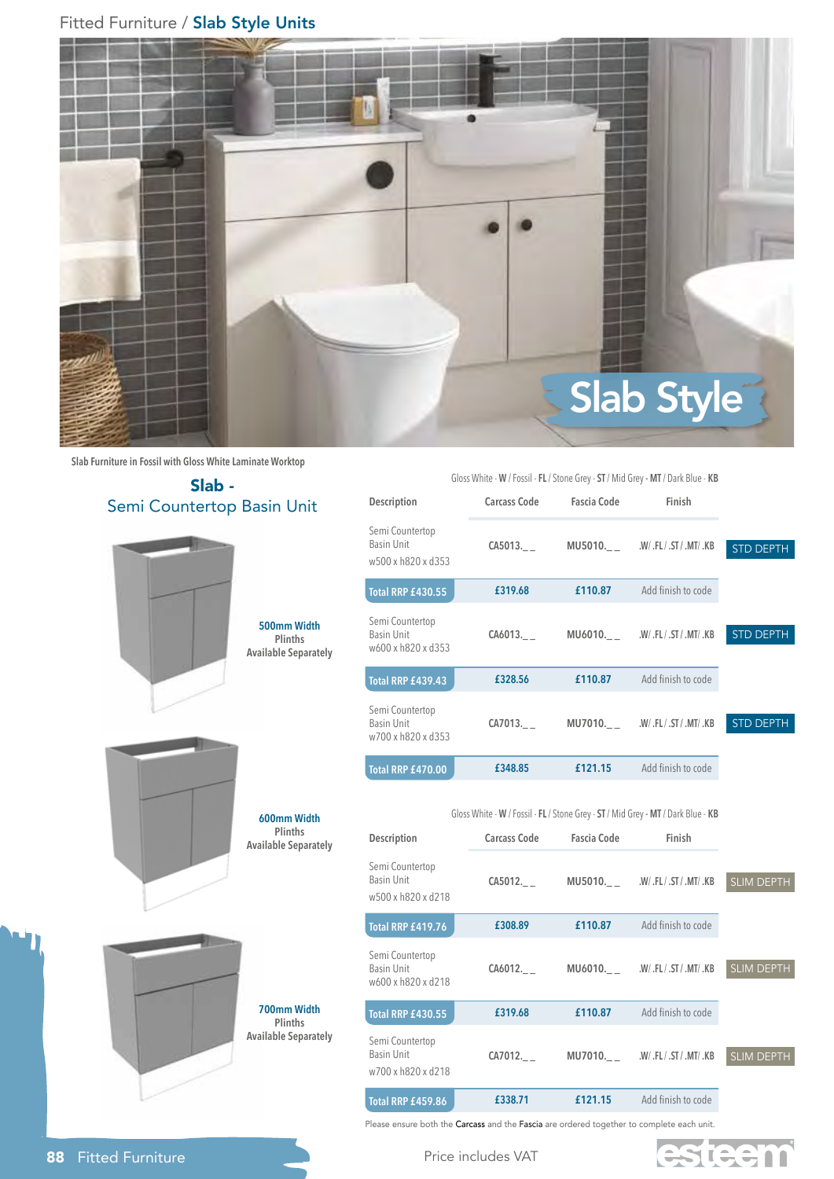# Slab Style Units

Slab Style

Slab Furniture in Fossil with Gloss White Laminate Worktop

## Slab - Semi Countertop Basin Unit

500mm Width
Plinths
Available Separately

600mm Width
Plinths
Available Separately

700mm Width
Plinths
Available Separately

Gloss White - **W** / Fossil - **FL** / Stone Grey - **ST** / Mid Grey - **MT** / Dark Blue - **KB**

| Description | Carcass Code | Fascia Code | Finish | |
|---|---|---|---|---|
| Semi Countertop Basin Unit w500 x h820 x d353 | CA5013._ _ | MU5010._ _ | .W/ .FL/ .ST/ .MT/ .KB | STD DEPTH |
| Total RRP £430.55 | £319.68 | £110.87 | Add finish to code | |
| Semi Countertop Basin Unit w600 x h820 x d353 | CA6013._ _ | MU6010._ _ | .W/ .FL/ .ST/ .MT/ .KB | STD DEPTH |
| Total RRP £439.43 | £328.56 | £110.87 | Add finish to code | |
| Semi Countertop Basin Unit w700 x h820 x d353 | CA7013._ _ | MU7010._ _ | .W/ .FL/ .ST/ .MT/ .KB | STD DEPTH |
| Total RRP £470.00 | £348.85 | £121.15 | Add finish to code | |

Gloss White - **W** / Fossil - **FL** / Stone Grey - **ST** / Mid Grey - **MT** / Dark Blue - **KB**

| Description | Carcass Code | Fascia Code | Finish | |
|---|---|---|---|---|
| Semi Countertop Basin Unit w500 x h820 x d218 | CA5012._ _ | MU5010._ _ | .W/ .FL/ .ST/ .MT/ .KB | SLIM DEPTH |
| Total RRP £419.76 | £308.89 | £110.87 | Add finish to code | |
| Semi Countertop Basin Unit w600 x h820 x d218 | CA6012._ _ | MU6010._ _ | .W/ .FL/ .ST/ .MT/ .KB | SLIM DEPTH |
| Total RRP £430.55 | £319.68 | £110.87 | Add finish to code | |
| Semi Countertop Basin Unit w700 x h820 x d218 | CA7012._ _ | MU7010._ _ | .W/ .FL/ .ST/ .MT/ .KB | SLIM DEPTH |
| Total RRP £459.86 | £338.71 | £121.15 | Add finish to code | |

Please ensure both the **Carcass** and the **Fascia** are ordered together to complete each unit.

Price includes VAT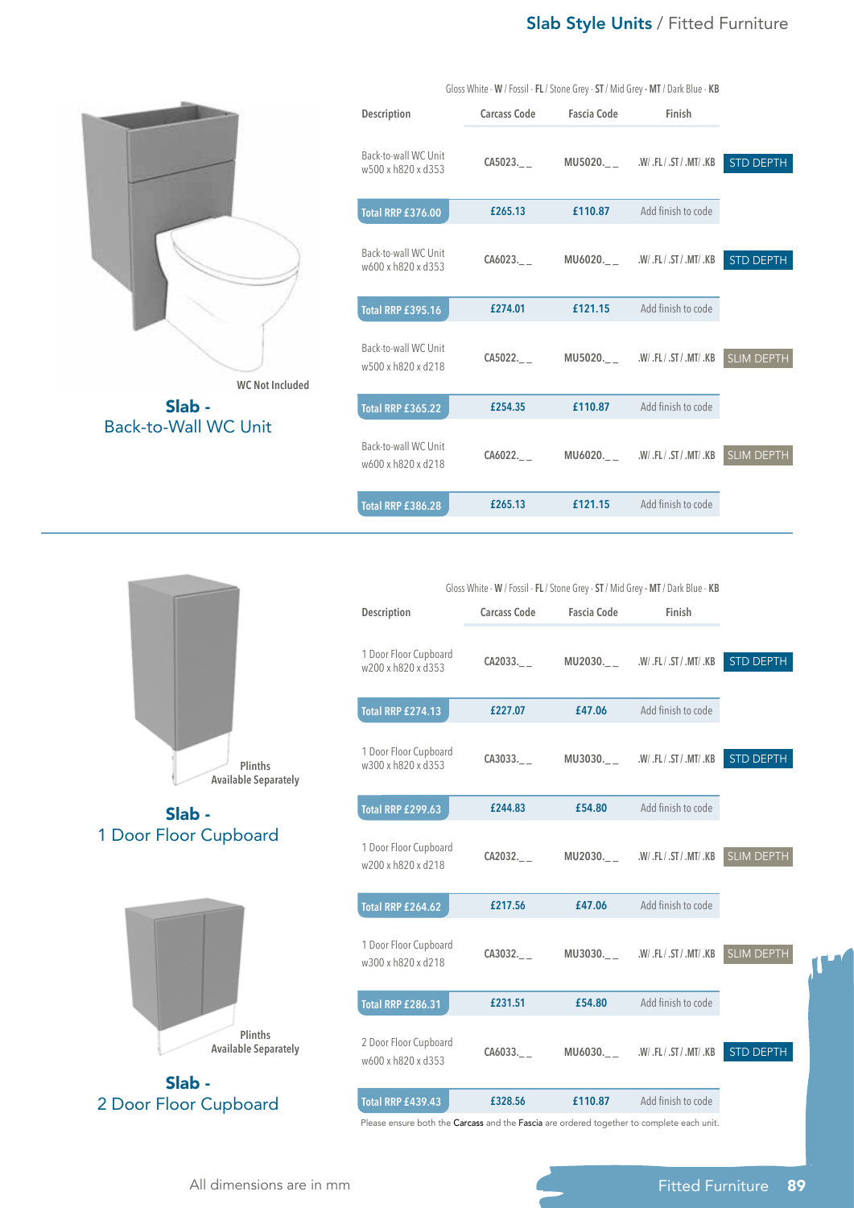## Slab - Back-to-Wall WC Unit

WC Not Included

Gloss White - **W** / Fossil - **FL** / Stone Grey - **ST** / Mid Grey - **MT** / Dark Blue - **KB**

| Description | Carcass Code | Fascia Code | Finish | |
|---|---|---|---|---|
| Back-to-wall WC Unit w500 x h820 x d353 | CA5023._ _ | MU5020._ _ | .W/ .FL / .ST / .MT/ .KB | STD DEPTH |
| Total RRP £376.00 | £265.13 | £110.87 | Add finish to code | |
| Back-to-wall WC Unit w600 x h820 x d353 | CA6023._ _ | MU6020._ _ | .W/ .FL / .ST / .MT/ .KB | STD DEPTH |
| Total RRP £395.16 | £274.01 | £121.15 | Add finish to code | |
| Back-to-wall WC Unit w500 x h820 x d218 | CA5022._ _ | MU5020._ _ | .W/ .FL / .ST / .MT/ .KB | SLIM DEPTH |
| Total RRP £365.22 | £254.35 | £110.87 | Add finish to code | |
| Back-to-wall WC Unit w600 x h820 x d218 | CA6022._ _ | MU6020._ _ | .W/ .FL / .ST / .MT/ .KB | SLIM DEPTH |
| Total RRP £386.28 | £265.13 | £121.15 | Add finish to code | |

## Slab - 1 Door Floor Cupboard

Plinths Available Separately

## Slab - 2 Door Floor Cupboard

Plinths Available Separately

Gloss White - **W** / Fossil - **FL** / Stone Grey - **ST** / Mid Grey - **MT** / Dark Blue - **KB**

| Description | Carcass Code | Fascia Code | Finish | |
|---|---|---|---|---|
| 1 Door Floor Cupboard w200 x h820 x d353 | CA2033._ _ | MU2030._ _ | .W/ .FL / .ST / .MT/ .KB | STD DEPTH |
| Total RRP £274.13 | £227.07 | £47.06 | Add finish to code | |
| 1 Door Floor Cupboard w300 x h820 x d353 | CA3033._ _ | MU3030._ _ | .W/ .FL / .ST / .MT/ .KB | STD DEPTH |
| Total RRP £299.63 | £244.83 | £54.80 | Add finish to code | |
| 1 Door Floor Cupboard w200 x h820 x d218 | CA2032._ _ | MU2030._ _ | .W/ .FL / .ST / .MT/ .KB | SLIM DEPTH |
| Total RRP £264.62 | £217.56 | £47.06 | Add finish to code | |
| 1 Door Floor Cupboard w300 x h820 x d218 | CA3032._ _ | MU3030._ _ | .W/ .FL / .ST / .MT/ .KB | SLIM DEPTH |
| Total RRP £286.31 | £231.51 | £54.80 | Add finish to code | |
| 2 Door Floor Cupboard w600 x h820 x d353 | CA6033._ _ | MU6030._ _ | .W/ .FL / .ST / .MT/ .KB | STD DEPTH |
| Total RRP £439.43 | £328.56 | £110.87 | Add finish to code | |

Please ensure both the Carcass and the Fascia are ordered together to complete each unit.

All dimensions are in mm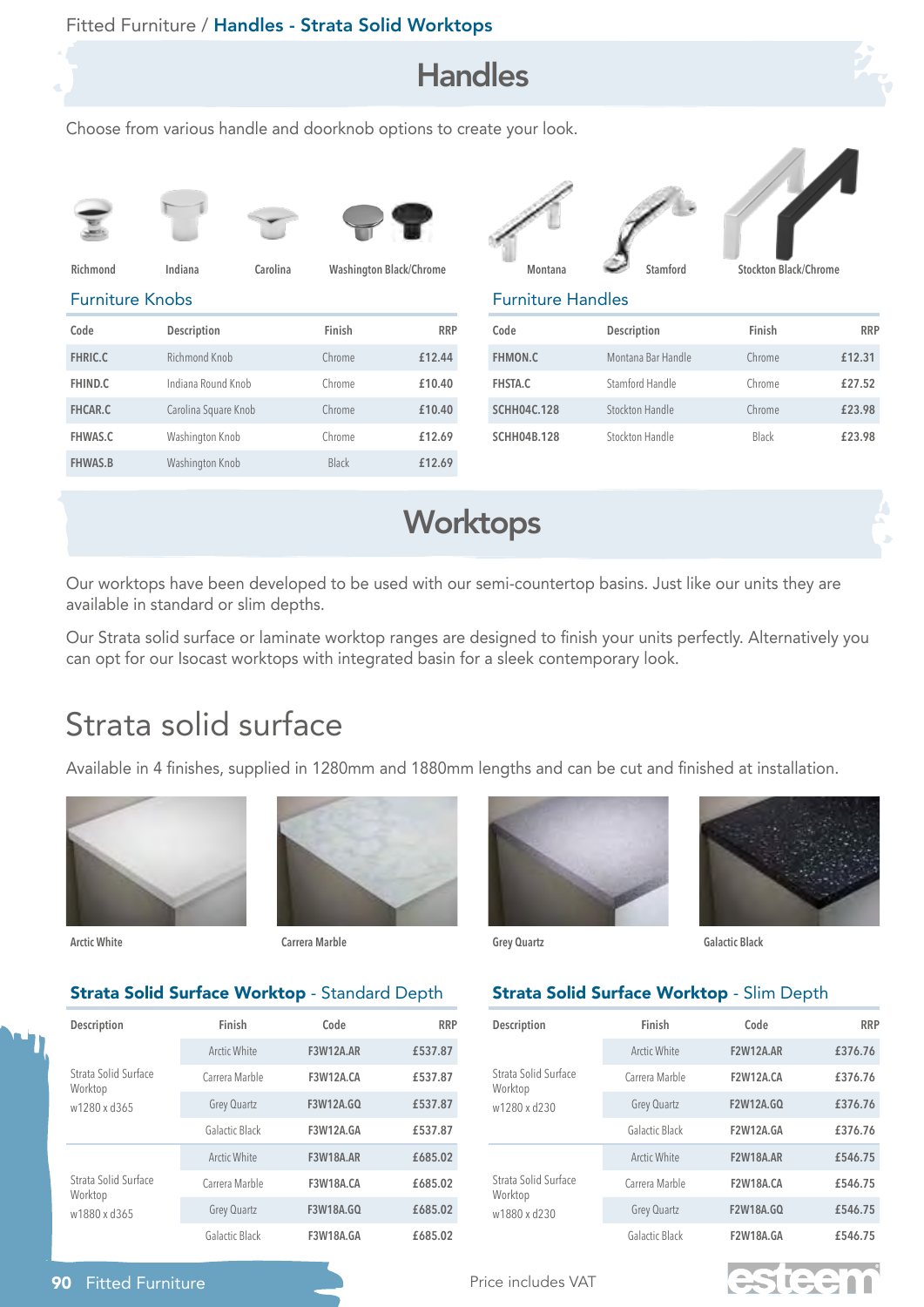Fitted Furniture / **Handles - Strata Solid Worktops**

# Handles

Choose from various handle and doorknob options to create your look.

Richmond, Indiana, Carolina, Washington Black/Chrome, Montana, Stamford, Stockton Black/Chrome

## Furniture Knobs

| Code | Description | Finish | RRP |
|---|---|---|---|
| FHRIC.C | Richmond Knob | Chrome | £12.44 |
| FHIND.C | Indiana Round Knob | Chrome | £10.40 |
| FHCAR.C | Carolina Square Knob | Chrome | £10.40 |
| FHWAS.C | Washington Knob | Chrome | £12.69 |
| FHWAS.B | Washington Knob | Black | £12.69 |

## Furniture Handles

| Code | Description | Finish | RRP |
|---|---|---|---|
| FHMON.C | Montana Bar Handle | Chrome | £12.31 |
| FHSTA.C | Stamford Handle | Chrome | £27.52 |
| SCHH04C.128 | Stockton Handle | Chrome | £23.98 |
| SCHH04B.128 | Stockton Handle | Black | £23.98 |

# Worktops

Our worktops have been developed to be used with our semi-countertop basins. Just like our units they are available in standard or slim depths.

Our Strata solid surface or laminate worktop ranges are designed to finish your units perfectly. Alternatively you can opt for our Isocast worktops with integrated basin for a sleek contemporary look.

## Strata solid surface

Available in 4 finishes, supplied in 1280mm and 1880mm lengths and can be cut and finished at installation.

Arctic White, Carrera Marble, Grey Quartz, Galactic Black

### Strata Solid Surface Worktop - Standard Depth

| Description | Finish | Code | RRP |
|---|---|---|---|
| Strata Solid Surface Worktop w1280 x d365 | Arctic White | F3W12A.AR | £537.87 |
| | Carrera Marble | F3W12A.CA | £537.87 |
| | Grey Quartz | F3W12A.GQ | £537.87 |
| | Galactic Black | F3W12A.GA | £537.87 |
| Strata Solid Surface Worktop w1880 x d365 | Arctic White | F3W18A.AR | £685.02 |
| | Carrera Marble | F3W18A.CA | £685.02 |
| | Grey Quartz | F3W18A.GQ | £685.02 |
| | Galactic Black | F3W18A.GA | £685.02 |

### Strata Solid Surface Worktop - Slim Depth

| Description | Finish | Code | RRP |
|---|---|---|---|
| Strata Solid Surface Worktop w1280 x d230 | Arctic White | F2W12A.AR | £376.76 |
| | Carrera Marble | F2W12A.CA | £376.76 |
| | Grey Quartz | F2W12A.GQ | £376.76 |
| | Galactic Black | F2W12A.GA | £376.76 |
| Strata Solid Surface Worktop w1880 x d230 | Arctic White | F2W18A.AR | £546.75 |
| | Carrera Marble | F2W18A.CA | £546.75 |
| | Grey Quartz | F2W18A.GQ | £546.75 |
| | Galactic Black | F2W18A.GA | £546.75 |

Price includes VAT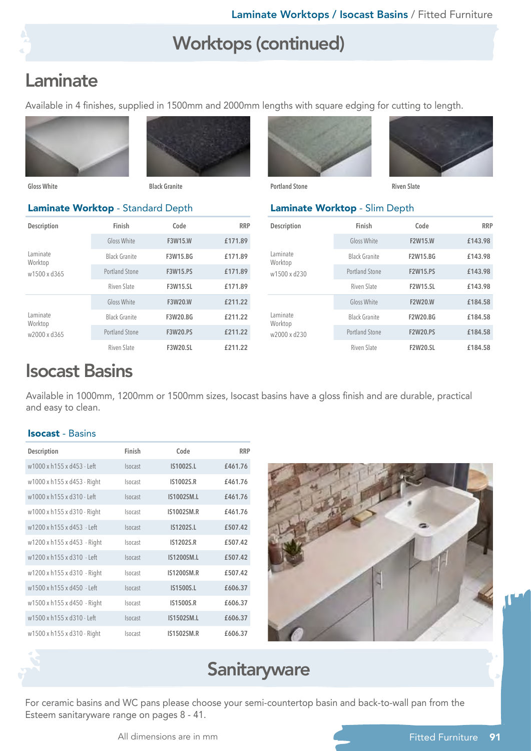# Worktops (continued)

## Laminate

Available in 4 finishes, supplied in 1500mm and 2000mm lengths with square edging for cutting to length.

Gloss White

Black Granite

Portland Stone

Riven Slate

### Laminate Worktop - Standard Depth

| Description | Finish | Code | RRP |
|---|---|---|---|
| Laminate Worktop w1500 x d365 | Gloss White | F3W15.W | £171.89 |
| | Black Granite | F3W15.BG | £171.89 |
| | Portland Stone | F3W15.PS | £171.89 |
| | Riven Slate | F3W15.SL | £171.89 |
| Laminate Worktop w2000 x d365 | Gloss White | F3W20.W | £211.22 |
| | Black Granite | F3W20.BG | £211.22 |
| | Portland Stone | F3W20.PS | £211.22 |
| | Riven Slate | F3W20.SL | £211.22 |

### Laminate Worktop - Slim Depth

| Description | Finish | Code | RRP |
|---|---|---|---|
| Laminate Worktop w1500 x d230 | Gloss White | F2W15.W | £143.98 |
| | Black Granite | F2W15.BG | £143.98 |
| | Portland Stone | F2W15.PS | £143.98 |
| | Riven Slate | F2W15.SL | £143.98 |
| Laminate Worktop w2000 x d230 | Gloss White | F2W20.W | £184.58 |
| | Black Granite | F2W20.BG | £184.58 |
| | Portland Stone | F2W20.PS | £184.58 |
| | Riven Slate | F2W20.SL | £184.58 |

## Isocast Basins

Available in 1000mm, 1200mm or 1500mm sizes, Isocast basins have a gloss finish and are durable, practical and easy to clean.

### Isocast - Basins

| Description | Finish | Code | RRP |
|---|---|---|---|
| w1000 x h155 x d453 - Left | Isocast | IS1002S.L | £461.76 |
| w1000 x h155 x d453 - Right | Isocast | IS1002S.R | £461.76 |
| w1000 x h155 x d310 - Left | Isocast | IS1002SM.L | £461.76 |
| w1000 x h155 x d310 - Right | Isocast | IS1002SM.R | £461.76 |
| w1200 x h155 x d453 - Left | Isocast | IS1202S.L | £507.42 |
| w1200 x h155 x d453 - Right | Isocast | IS1202S.R | £507.42 |
| w1200 x h155 x d310 - Left | Isocast | IS1200SM.L | £507.42 |
| w1200 x h155 x d310 - Right | Isocast | IS1200SM.R | £507.42 |
| w1500 x h155 x d450 - Left | Isocast | IS1500S.L | £606.37 |
| w1500 x h155 x d450 - Right | Isocast | IS1500S.R | £606.37 |
| w1500 x h155 x d310 - Left | Isocast | IS1502SM.L | £606.37 |
| w1500 x h155 x d310 - Right | Isocast | IS1502SM.R | £606.37 |

# Sanitaryware

For ceramic basins and WC pans please choose your semi-countertop basin and back-to-wall pan from the Esteem sanitaryware range on pages 8 - 41.

All dimensions are in mm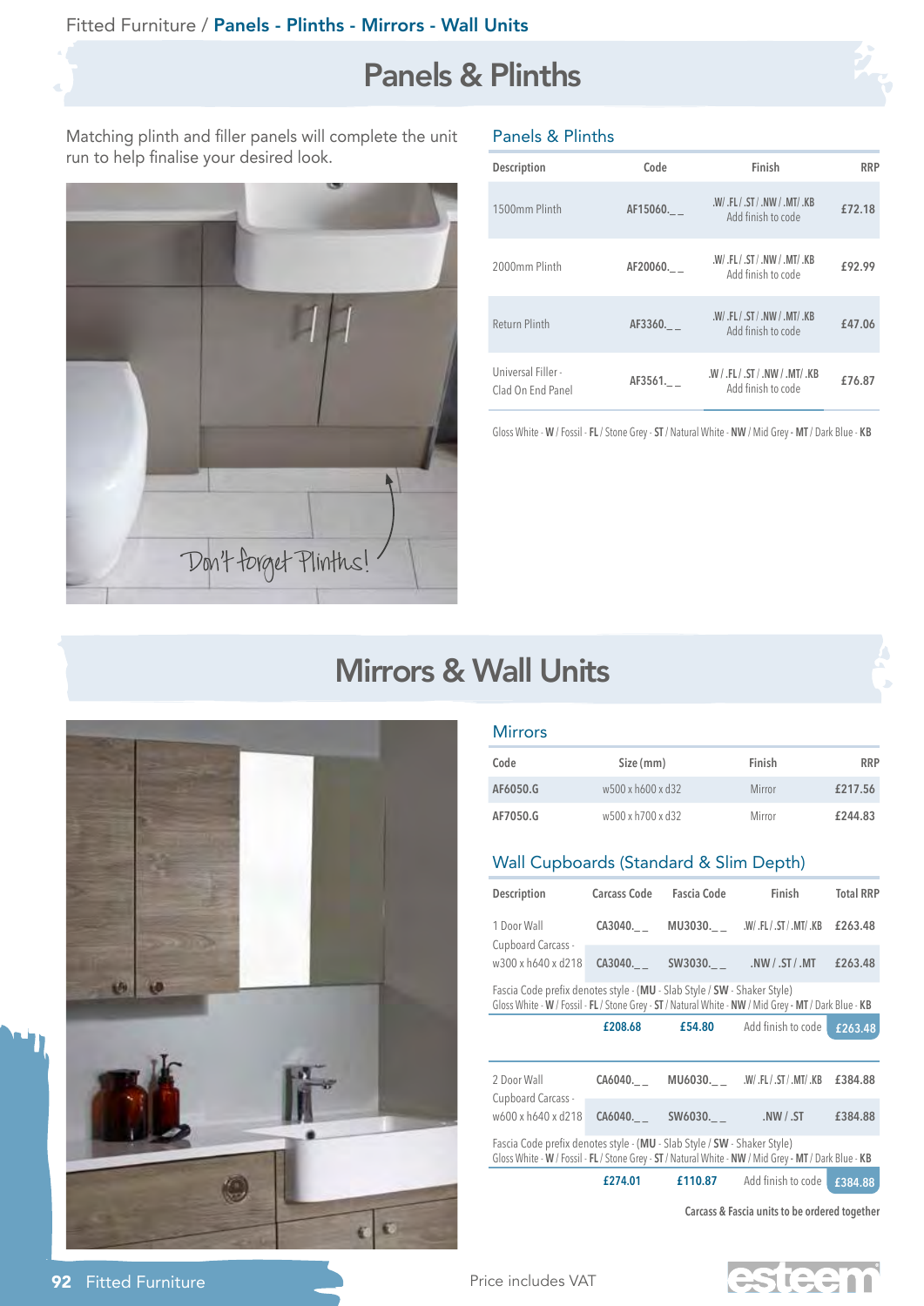Fitted Furniture / **Panels - Plinths - Mirrors - Wall Units**

# Panels & Plinths

Matching plinth and filler panels will complete the unit run to help finalise your desired look.

Don't forget Plinths!

## Panels & Plinths

| Description | Code | Finish | RRP |
|---|---|---|---|
| 1500mm Plinth | AF15060._ _ | .W/ .FL/ .ST/ .NW/ .MT/ .KB Add finish to code | £72.18 |
| 2000mm Plinth | AF20060._ _ | .W/ .FL/ .ST/ .NW/ .MT/ .KB Add finish to code | £92.99 |
| Return Plinth | AF3360._ _ | .W/ .FL/ .ST/ .NW/ .MT/ .KB Add finish to code | £47.06 |
| Universal Filler - Clad On End Panel | AF3561._ _ | .W / .FL/ .ST/ .NW/ .MT/ .KB Add finish to code | £76.87 |

Gloss White - **W** / Fossil - **FL** / Stone Grey - **ST** / Natural White - **NW** / Mid Grey - **MT** / Dark Blue - **KB**

# Mirrors & Wall Units

## Mirrors

| Code | Size (mm) | Finish | RRP |
|---|---|---|---|
| AF6050.G | w500 x h600 x d32 | Mirror | £217.56 |
| AF7050.G | w500 x h700 x d32 | Mirror | £244.83 |

## Wall Cupboards (Standard & Slim Depth)

| Description | Carcass Code | Fascia Code | Finish | Total RRP |
|---|---|---|---|---|
| 1 Door Wall Cupboard Carcass - w300 x h640 x d218 | CA3040._ _ | MU3030._ _ | .W/ .FL/ .ST/ .MT/ .KB | £263.48 |
| | CA3040._ _ | SW3030._ _ | .NW / .ST / .MT | £263.48 |
| Fascia Code prefix denotes style - (**MU** - Slab Style / **SW** - Shaker Style) Gloss White - **W** / Fossil - **FL** / Stone Grey - **ST** / Natural White - **NW** / Mid Grey - **MT** / Dark Blue - **KB** | | | | |
| | £208.68 | £54.80 | Add finish to code | £263.48 |
| 2 Door Wall Cupboard Carcass - w600 x h640 x d218 | CA6040._ _ | MU6030._ _ | .W/ .FL/ .ST/ .MT/ .KB | £384.88 |
| | CA6040._ _ | SW6030._ _ | .NW / .ST | £384.88 |
| Fascia Code prefix denotes style - (**MU** - Slab Style / **SW** - Shaker Style) Gloss White - **W** / Fossil - **FL** / Stone Grey - **ST** / Natural White - **NW** / Mid Grey - **MT** / Dark Blue - **KB** | | | | |
| | £274.01 | £110.87 | Add finish to code | £384.88 |

Carcass & Fascia units to be ordered together

Price includes VAT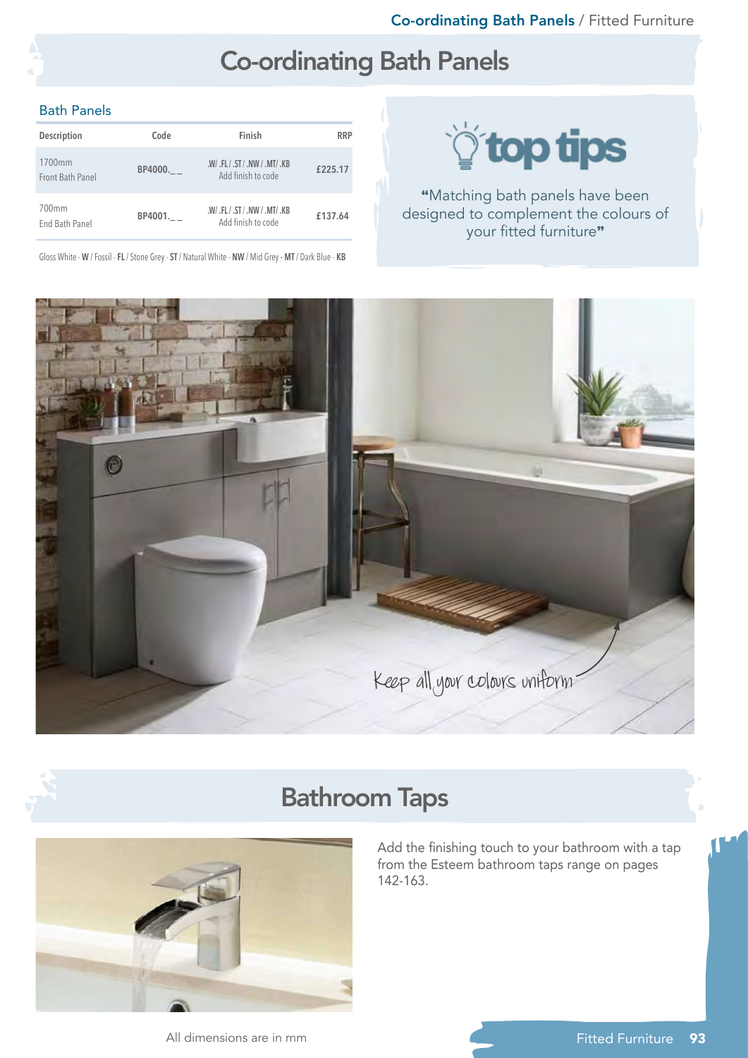# Co-ordinating Bath Panels

## Bath Panels

| Description | Code | Finish | RRP |
|---|---|---|---|
| 1700mm Front Bath Panel | BP4000._ _ | .W/ .FL/ .ST/ .NW/ .MT/ .KB Add finish to code | £225.17 |
| 700mm End Bath Panel | BP4001._ _ | .W/ .FL/ .ST/ .NW/ .MT/ .KB Add finish to code | £137.64 |

Gloss White - **W** / Fossil - **FL** / Stone Grey - **ST** / Natural White - **NW** / Mid Grey - **MT** / Dark Blue - **KB**

### top tips

"Matching bath panels have been designed to complement the colours of your fitted furniture"

Keep all your colours uniform

# Bathroom Taps

Add the finishing touch to your bathroom with a tap from the Esteem bathroom taps range on pages 142-163.

All dimensions are in mm